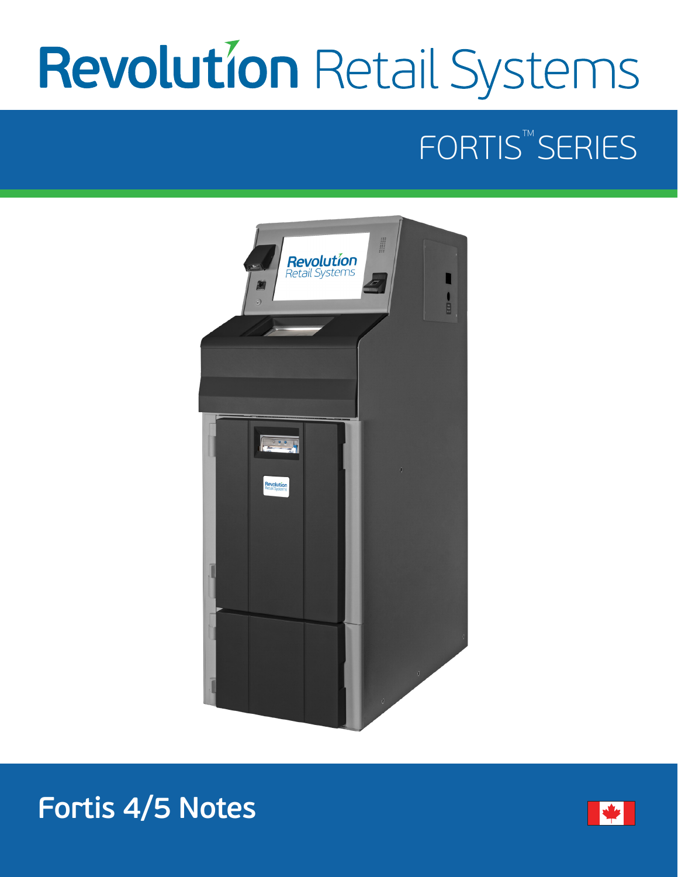# Revolution Retail Systems

## FORTIS™ SERIES

## Fortis 4/5 Notes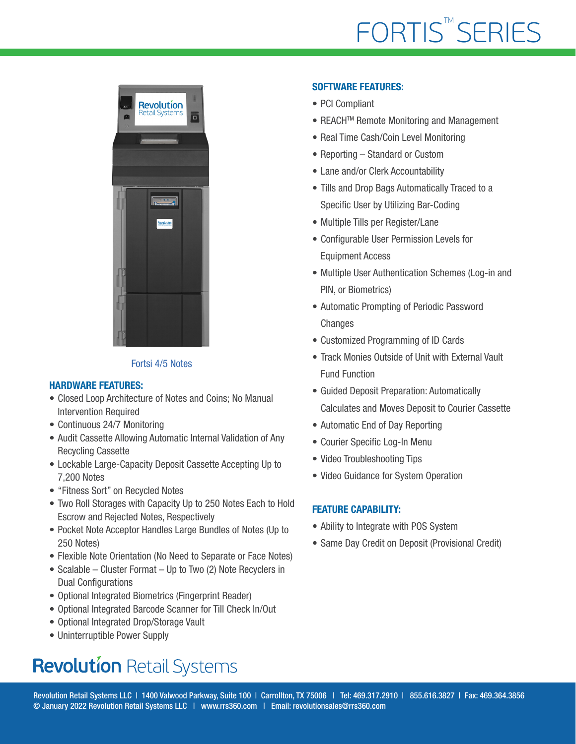# FORTIS™ SERIES

Fortsi 4/5 Notes

## HARDWARE FEATURES:

- Closed Loop Architecture of Notes and Coins; No Manual Intervention Required
- Continuous 24/7 Monitoring
- Audit Cassette Allowing Automatic Internal Validation of Any Recycling Cassette
- Lockable Large-Capacity Deposit Cassette Accepting Up to 7,200 Notes
- "Fitness Sort" on Recycled Notes
- Two Roll Storages with Capacity Up to 250 Notes Each to Hold Escrow and Rejected Notes, Respectively
- Pocket Note Acceptor Handles Large Bundles of Notes (Up to 250 Notes)
- Flexible Note Orientation (No Need to Separate or Face Notes)
- Scalable – Cluster Format – Up to Two (2) Note Recyclers in Dual Configurations
- Optional Integrated Biometrics (Fingerprint Reader)
- Optional Integrated Barcode Scanner for Till Check In/Out
- Optional Integrated Drop/Storage Vault
- Uninterruptible Power Supply

## SOFTWARE FEATURES:

- PCI Compliant
- REACH™ Remote Monitoring and Management
- Real Time Cash/Coin Level Monitoring
- Reporting – Standard or Custom
- Lane and/or Clerk Accountability
- Tills and Drop Bags Automatically Traced to a Specific User by Utilizing Bar-Coding
- Multiple Tills per Register/Lane
- Configurable User Permission Levels for Equipment Access
- Multiple User Authentication Schemes (Log-in and PIN, or Biometrics)
- Automatic Prompting of Periodic Password Changes
- Customized Programming of ID Cards
- Track Monies Outside of Unit with External Vault Fund Function
- Guided Deposit Preparation: Automatically Calculates and Moves Deposit to Courier Cassette
- Automatic End of Day Reporting
- Courier Specific Log-In Menu
- Video Troubleshooting Tips
- Video Guidance for System Operation

## FEATURE CAPABILITY:

- Ability to Integrate with POS System
- Same Day Credit on Deposit (Provisional Credit)

Revolution Retail Systems

Revolution Retail Systems LLC | 1400 Valwood Parkway, Suite 100 | Carrollton, TX 75006 | Tel: 469.317.2910 | 855.616.3827 | Fax: 469.364.3856
© January 2022 Revolution Retail Systems LLC | www.rrs360.com | Email: revolutionsales@rrs360.com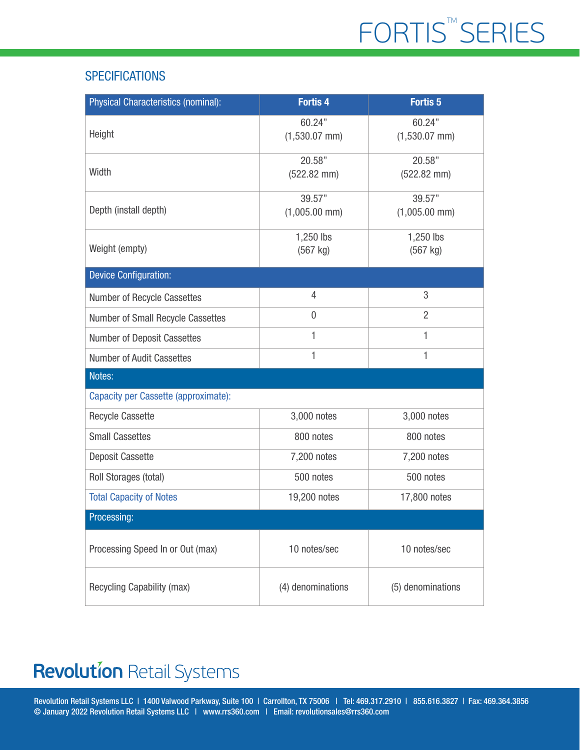# FORTIS™ SERIES

## SPECIFICATIONS

| Physical Characteristics (nominal): | Fortis 4 | Fortis 5 |
|---|---|---|
| Height | 60.24” (1,530.07 mm) | 60.24” (1,530.07 mm) |
| Width | 20.58” (522.82 mm) | 20.58” (522.82 mm) |
| Depth (install depth) | 39.57” (1,005.00 mm) | 39.57” (1,005.00 mm) |
| Weight (empty) | 1,250 lbs (567 kg) | 1,250 lbs (567 kg) |
| **Device Configuration:** | | |
| Number of Recycle Cassettes | 4 | 3 |
| Number of Small Recycle Cassettes | 0 | 2 |
| Number of Deposit Cassettes | 1 | 1 |
| Number of Audit Cassettes | 1 | 1 |
| **Notes:** | | |
| Capacity per Cassette (approximate): | | |
| Recycle Cassette | 3,000 notes | 3,000 notes |
| Small Cassettes | 800 notes | 800 notes |
| Deposit Cassette | 7,200 notes | 7,200 notes |
| Roll Storages (total) | 500 notes | 500 notes |
| Total Capacity of Notes | 19,200 notes | 17,800 notes |
| **Processing:** | | |
| Processing Speed In or Out (max) | 10 notes/sec | 10 notes/sec |
| Recycling Capability (max) | (4) denominations | (5) denominations |

**Revolution** Retail Systems

Revolution Retail Systems LLC | 1400 Valwood Parkway, Suite 100 | Carrollton, TX 75006 | Tel: 469.317.2910 | 855.616.3827 | Fax: 469.364.3856
© January 2022 Revolution Retail Systems LLC | www.rrs360.com | Email: revolutionsales@rrs360.com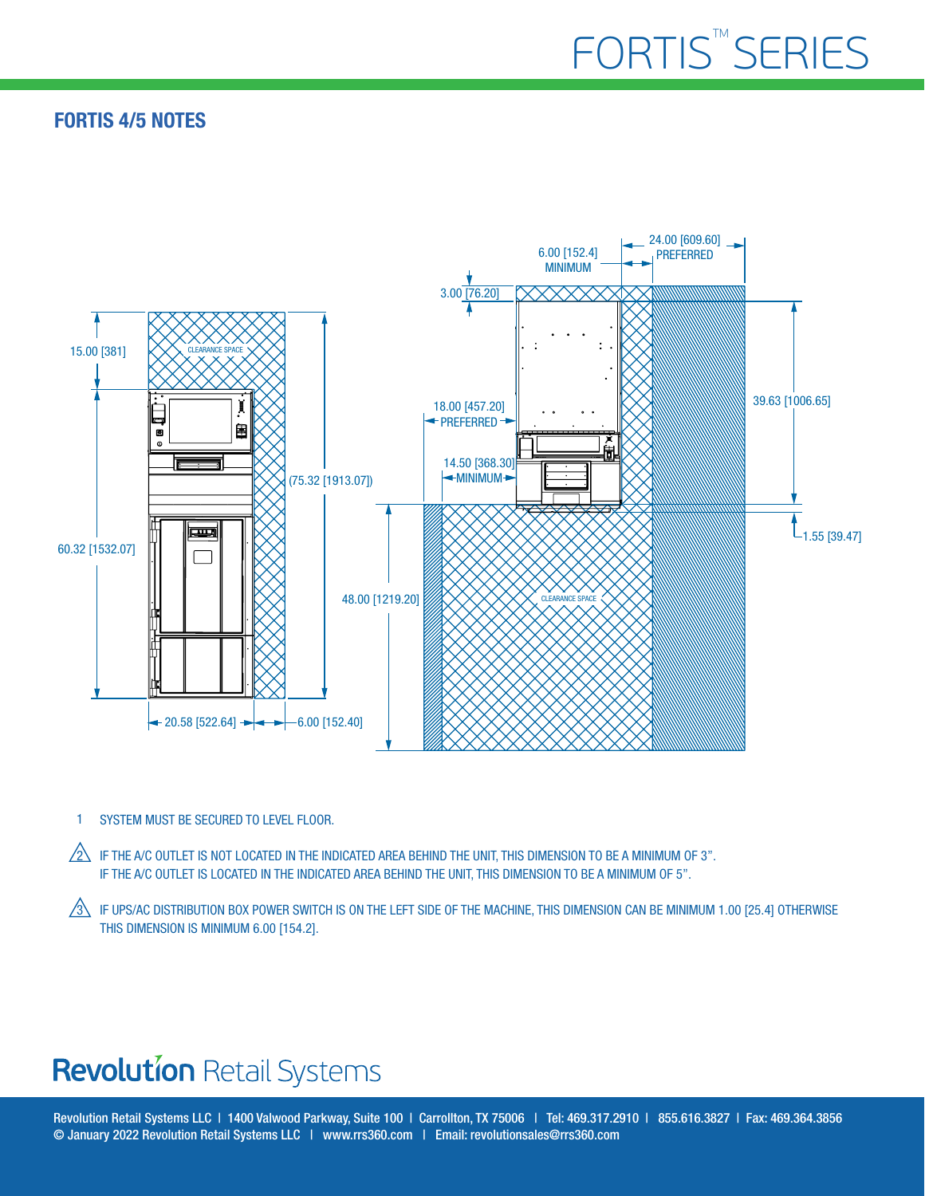## FORTIS 4/5 NOTES

15.00 [381]

CLEARANCE SPACE

60.32 [1532.07]

(75.32 [1913.07])

20.58 [522.64]

6.00 [152.40]

6.00 [152.4]
MINIMUM

24.00 [609.60]
PREFERRED

3.00 [76.20]

18.00 [457.20]
PREFERRED

14.50 [368.30]
MINIMUM

39.63 [1006.65]

1.55 [39.47]

48.00 [1219.20]

CLEARANCE SPACE

1 SYSTEM MUST BE SECURED TO LEVEL FLOOR.

2 IF THE A/C OUTLET IS NOT LOCATED IN THE INDICATED AREA BEHIND THE UNIT, THIS DIMENSION TO BE A MINIMUM OF 3". IF THE A/C OUTLET IS LOCATED IN THE INDICATED AREA BEHIND THE UNIT, THIS DIMENSION TO BE A MINIMUM OF 5".

3 IF UPS/AC DISTRIBUTION BOX POWER SWITCH IS ON THE LEFT SIDE OF THE MACHINE, THIS DIMENSION CAN BE MINIMUM 1.00 [25.4] OTHERWISE THIS DIMENSION IS MINIMUM 6.00 [154.2].

**Revolution** Retail Systems

Revolution Retail Systems LLC | 1400 Valwood Parkway, Suite 100 | Carrollton, TX 75006 | Tel: 469.317.2910 | 855.616.3827 | Fax: 469.364.3856
© January 2022 Revolution Retail Systems LLC | www.rrs360.com | Email: revolutionsales@rrs360.com